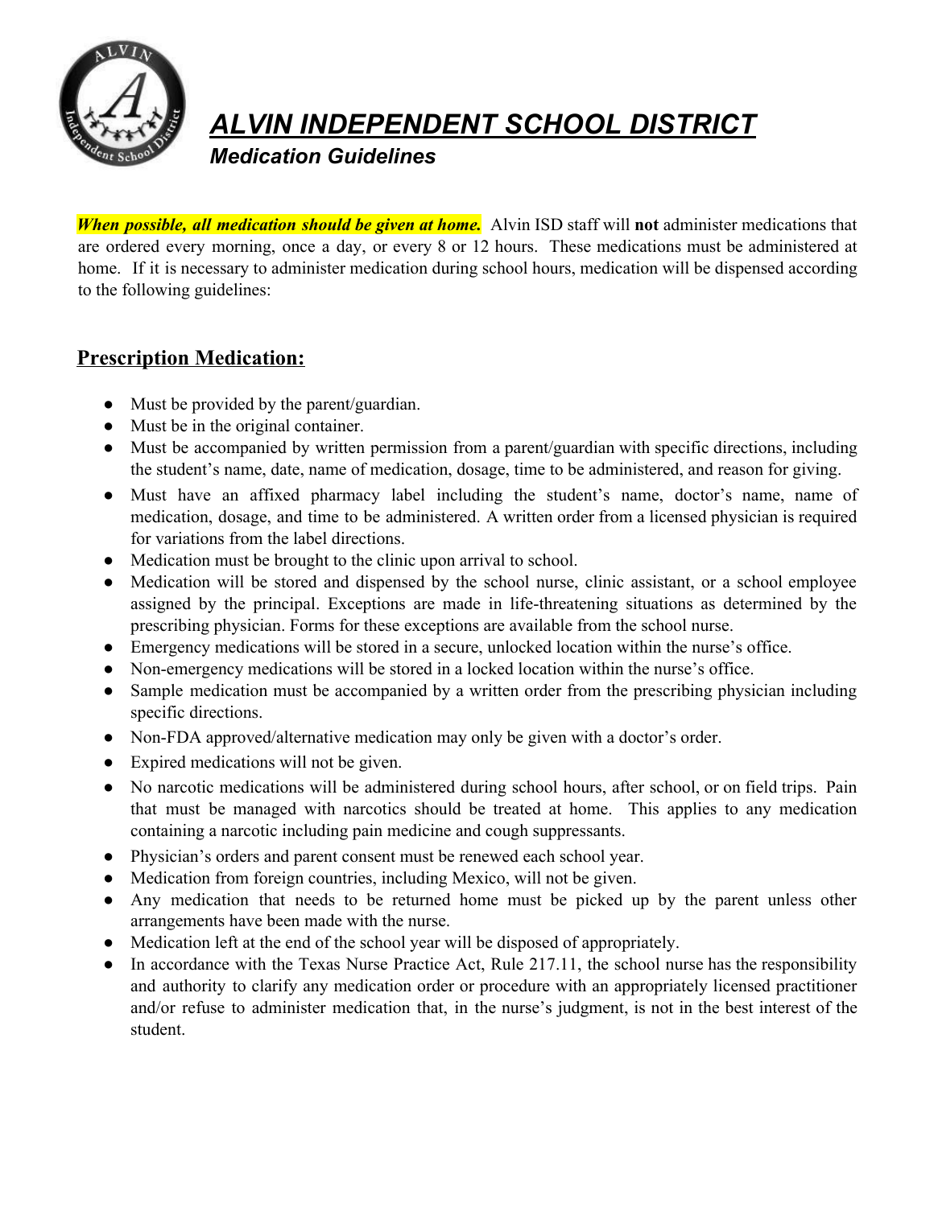# ALVIN INDEPENDENT SCHOOL DISTRICT

## Medication Guidelines

***When possible, all medication should be given at home.*** Alvin ISD staff will **not** administer medications that are ordered every morning, once a day, or every 8 or 12 hours. These medications must be administered at home. If it is necessary to administer medication during school hours, medication will be dispensed according to the following guidelines:

## Prescription Medication:

- Must be provided by the parent/guardian.
- Must be in the original container.
- Must be accompanied by written permission from a parent/guardian with specific directions, including the student's name, date, name of medication, dosage, time to be administered, and reason for giving.
- Must have an affixed pharmacy label including the student's name, doctor's name, name of medication, dosage, and time to be administered. A written order from a licensed physician is required for variations from the label directions.
- Medication must be brought to the clinic upon arrival to school.
- Medication will be stored and dispensed by the school nurse, clinic assistant, or a school employee assigned by the principal. Exceptions are made in life-threatening situations as determined by the prescribing physician. Forms for these exceptions are available from the school nurse.
- Emergency medications will be stored in a secure, unlocked location within the nurse's office.
- Non-emergency medications will be stored in a locked location within the nurse's office.
- Sample medication must be accompanied by a written order from the prescribing physician including specific directions.
- Non-FDA approved/alternative medication may only be given with a doctor's order.
- Expired medications will not be given.
- No narcotic medications will be administered during school hours, after school, or on field trips. Pain that must be managed with narcotics should be treated at home. This applies to any medication containing a narcotic including pain medicine and cough suppressants.
- Physician's orders and parent consent must be renewed each school year.
- Medication from foreign countries, including Mexico, will not be given.
- Any medication that needs to be returned home must be picked up by the parent unless other arrangements have been made with the nurse.
- Medication left at the end of the school year will be disposed of appropriately.
- In accordance with the Texas Nurse Practice Act, Rule 217.11, the school nurse has the responsibility and authority to clarify any medication order or procedure with an appropriately licensed practitioner and/or refuse to administer medication that, in the nurse's judgment, is not in the best interest of the student.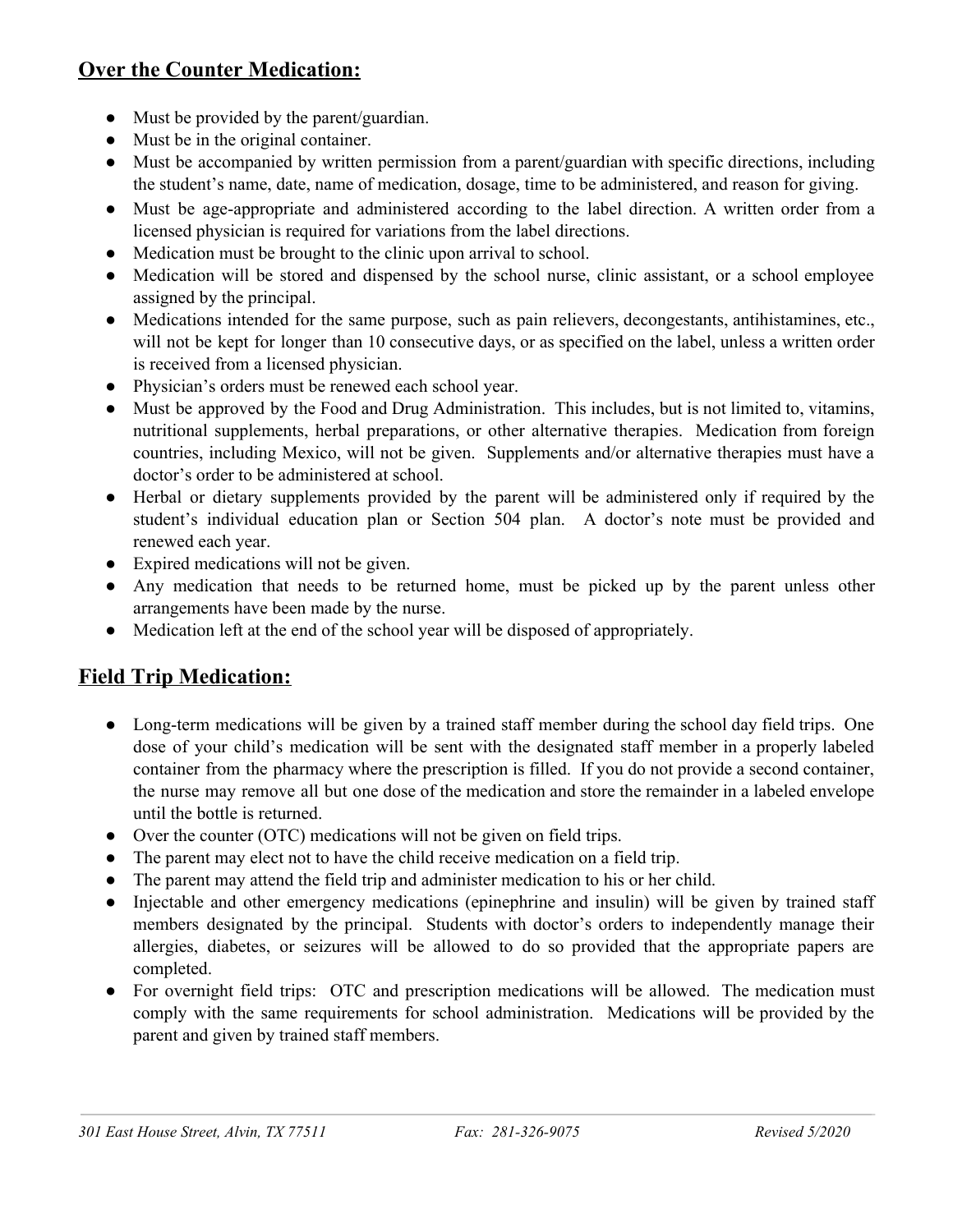## **Over the Counter Medication:**

- Must be provided by the parent/guardian.
- Must be in the original container.
- Must be accompanied by written permission from a parent/guardian with specific directions, including the student's name, date, name of medication, dosage, time to be administered, and reason for giving.
- Must be age-appropriate and administered according to the label direction. A written order from a licensed physician is required for variations from the label directions.
- Medication must be brought to the clinic upon arrival to school.
- Medication will be stored and dispensed by the school nurse, clinic assistant, or a school employee assigned by the principal.
- Medications intended for the same purpose, such as pain relievers, decongestants, antihistamines, etc., will not be kept for longer than 10 consecutive days, or as specified on the label, unless a written order is received from a licensed physician.
- Physician's orders must be renewed each school year.
- Must be approved by the Food and Drug Administration. This includes, but is not limited to, vitamins, nutritional supplements, herbal preparations, or other alternative therapies. Medication from foreign countries, including Mexico, will not be given. Supplements and/or alternative therapies must have a doctor's order to be administered at school.
- Herbal or dietary supplements provided by the parent will be administered only if required by the student's individual education plan or Section 504 plan. A doctor's note must be provided and renewed each year.
- Expired medications will not be given.
- Any medication that needs to be returned home, must be picked up by the parent unless other arrangements have been made by the nurse.
- Medication left at the end of the school year will be disposed of appropriately.

## **Field Trip Medication:**

- Long-term medications will be given by a trained staff member during the school day field trips. One dose of your child's medication will be sent with the designated staff member in a properly labeled container from the pharmacy where the prescription is filled. If you do not provide a second container, the nurse may remove all but one dose of the medication and store the remainder in a labeled envelope until the bottle is returned.
- Over the counter (OTC) medications will not be given on field trips.
- The parent may elect not to have the child receive medication on a field trip.
- The parent may attend the field trip and administer medication to his or her child.
- Injectable and other emergency medications (epinephrine and insulin) will be given by trained staff members designated by the principal. Students with doctor's orders to independently manage their allergies, diabetes, or seizures will be allowed to do so provided that the appropriate papers are completed.
- For overnight field trips: OTC and prescription medications will be allowed. The medication must comply with the same requirements for school administration. Medications will be provided by the parent and given by trained staff members.